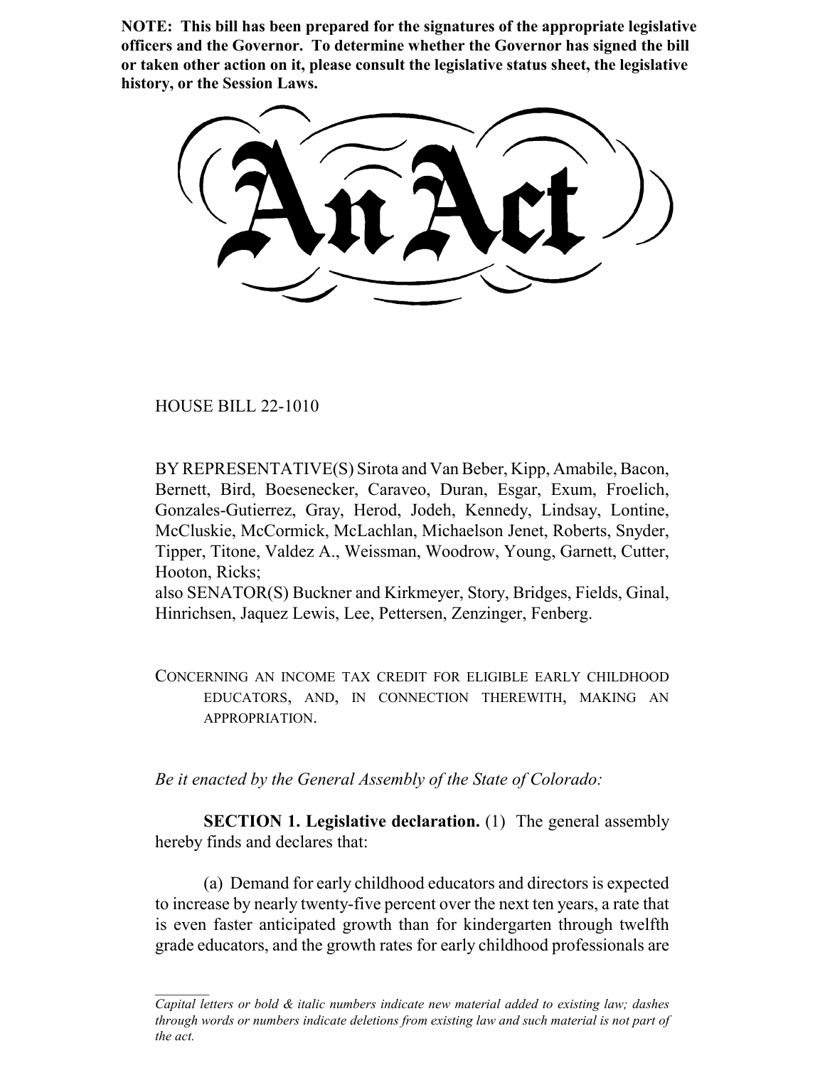**NOTE: This bill has been prepared for the signatures of the appropriate legislative officers and the Governor. To determine whether the Governor has signed the bill or taken other action on it, please consult the legislative status sheet, the legislative history, or the Session Laws.**

# An Act

HOUSE BILL 22-1010

BY REPRESENTATIVE(S) Sirota and Van Beber, Kipp, Amabile, Bacon, Bernett, Bird, Boesenecker, Caraveo, Duran, Esgar, Exum, Froelich, Gonzales-Gutierrez, Gray, Herod, Jodeh, Kennedy, Lindsay, Lontine, McCluskie, McCormick, McLachlan, Michaelson Jenet, Roberts, Snyder, Tipper, Titone, Valdez A., Weissman, Woodrow, Young, Garnett, Cutter, Hooton, Ricks;
also SENATOR(S) Buckner and Kirkmeyer, Story, Bridges, Fields, Ginal, Hinrichsen, Jaquez Lewis, Lee, Pettersen, Zenzinger, Fenberg.

CONCERNING AN INCOME TAX CREDIT FOR ELIGIBLE EARLY CHILDHOOD EDUCATORS, AND, IN CONNECTION THEREWITH, MAKING AN APPROPRIATION.

*Be it enacted by the General Assembly of the State of Colorado:*

**SECTION 1. Legislative declaration.** (1) The general assembly hereby finds and declares that:

(a) Demand for early childhood educators and directors is expected to increase by nearly twenty-five percent over the next ten years, a rate that is even faster anticipated growth than for kindergarten through twelfth grade educators, and the growth rates for early childhood professionals are

*Capital letters or bold & italic numbers indicate new material added to existing law; dashes through words or numbers indicate deletions from existing law and such material is not part of the act.*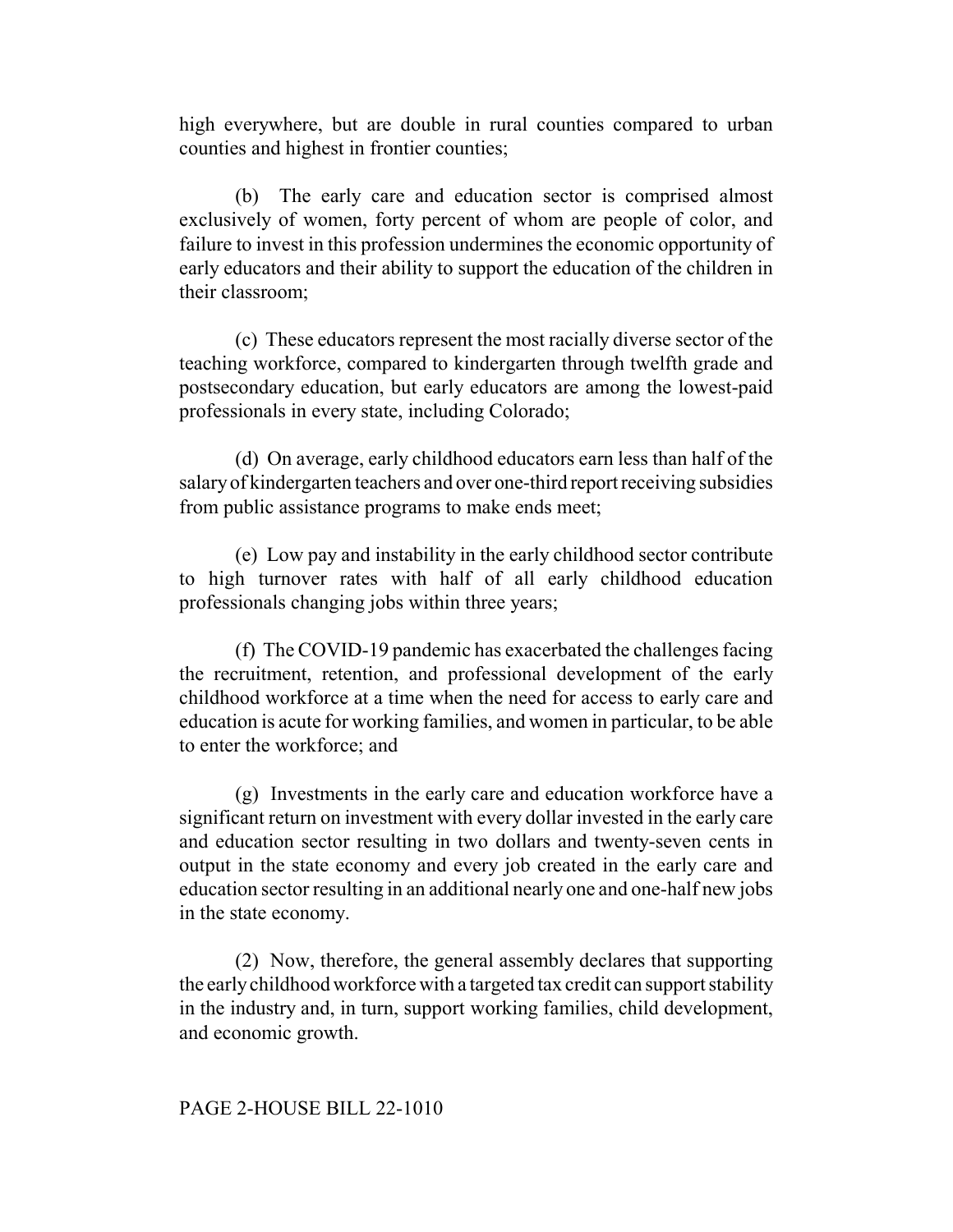high everywhere, but are double in rural counties compared to urban counties and highest in frontier counties;

(b) The early care and education sector is comprised almost exclusively of women, forty percent of whom are people of color, and failure to invest in this profession undermines the economic opportunity of early educators and their ability to support the education of the children in their classroom;

(c) These educators represent the most racially diverse sector of the teaching workforce, compared to kindergarten through twelfth grade and postsecondary education, but early educators are among the lowest-paid professionals in every state, including Colorado;

(d) On average, early childhood educators earn less than half of the salary of kindergarten teachers and over one-third report receiving subsidies from public assistance programs to make ends meet;

(e) Low pay and instability in the early childhood sector contribute to high turnover rates with half of all early childhood education professionals changing jobs within three years;

(f) The COVID-19 pandemic has exacerbated the challenges facing the recruitment, retention, and professional development of the early childhood workforce at a time when the need for access to early care and education is acute for working families, and women in particular, to be able to enter the workforce; and

(g) Investments in the early care and education workforce have a significant return on investment with every dollar invested in the early care and education sector resulting in two dollars and twenty-seven cents in output in the state economy and every job created in the early care and education sector resulting in an additional nearly one and one-half new jobs in the state economy.

(2) Now, therefore, the general assembly declares that supporting the early childhood workforce with a targeted tax credit can support stability in the industry and, in turn, support working families, child development, and economic growth.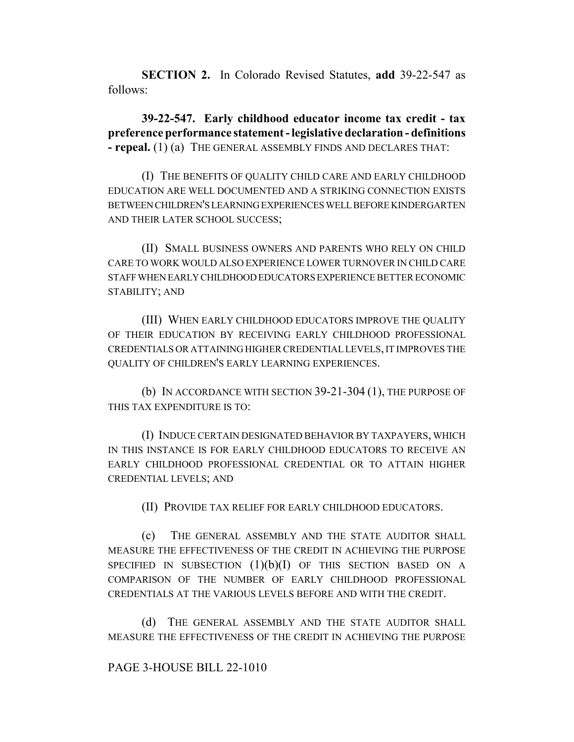**SECTION 2.** In Colorado Revised Statutes, **add** 39-22-547 as follows:

**39-22-547. Early childhood educator income tax credit - tax preference performance statement - legislative declaration - definitions - repeal.** (1) (a) THE GENERAL ASSEMBLY FINDS AND DECLARES THAT:

(I) THE BENEFITS OF QUALITY CHILD CARE AND EARLY CHILDHOOD EDUCATION ARE WELL DOCUMENTED AND A STRIKING CONNECTION EXISTS BETWEEN CHILDREN'S LEARNING EXPERIENCES WELL BEFORE KINDERGARTEN AND THEIR LATER SCHOOL SUCCESS;

(II) SMALL BUSINESS OWNERS AND PARENTS WHO RELY ON CHILD CARE TO WORK WOULD ALSO EXPERIENCE LOWER TURNOVER IN CHILD CARE STAFF WHEN EARLY CHILDHOOD EDUCATORS EXPERIENCE BETTER ECONOMIC STABILITY; AND

(III) WHEN EARLY CHILDHOOD EDUCATORS IMPROVE THE QUALITY OF THEIR EDUCATION BY RECEIVING EARLY CHILDHOOD PROFESSIONAL CREDENTIALS OR ATTAINING HIGHER CREDENTIAL LEVELS, IT IMPROVES THE QUALITY OF CHILDREN'S EARLY LEARNING EXPERIENCES.

(b) IN ACCORDANCE WITH SECTION 39-21-304 (1), THE PURPOSE OF THIS TAX EXPENDITURE IS TO:

(I) INDUCE CERTAIN DESIGNATED BEHAVIOR BY TAXPAYERS, WHICH IN THIS INSTANCE IS FOR EARLY CHILDHOOD EDUCATORS TO RECEIVE AN EARLY CHILDHOOD PROFESSIONAL CREDENTIAL OR TO ATTAIN HIGHER CREDENTIAL LEVELS; AND

(II) PROVIDE TAX RELIEF FOR EARLY CHILDHOOD EDUCATORS.

(c) THE GENERAL ASSEMBLY AND THE STATE AUDITOR SHALL MEASURE THE EFFECTIVENESS OF THE CREDIT IN ACHIEVING THE PURPOSE SPECIFIED IN SUBSECTION (1)(b)(I) OF THIS SECTION BASED ON A COMPARISON OF THE NUMBER OF EARLY CHILDHOOD PROFESSIONAL CREDENTIALS AT THE VARIOUS LEVELS BEFORE AND WITH THE CREDIT.

(d) THE GENERAL ASSEMBLY AND THE STATE AUDITOR SHALL MEASURE THE EFFECTIVENESS OF THE CREDIT IN ACHIEVING THE PURPOSE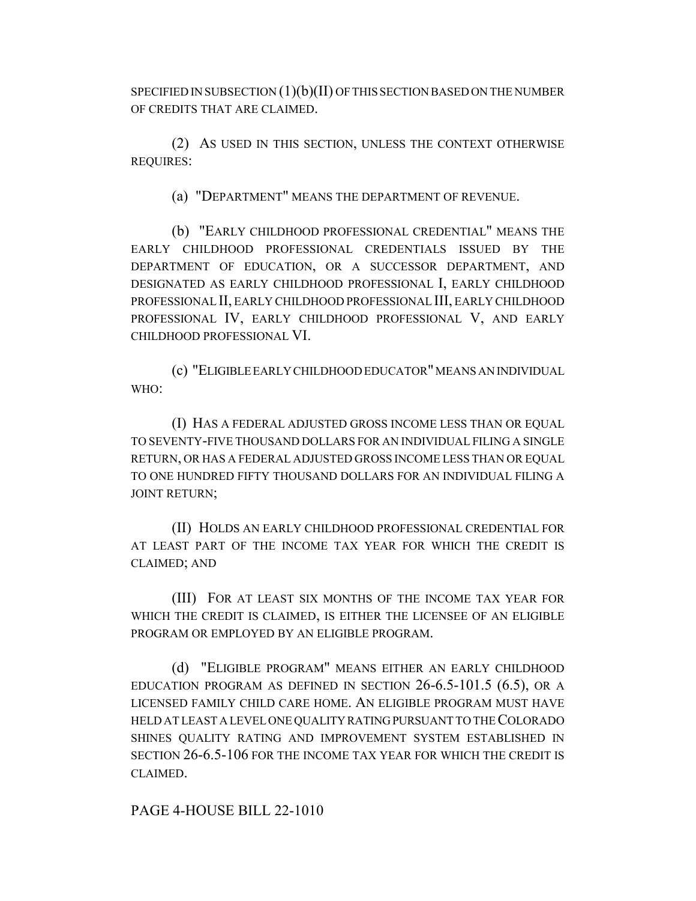SPECIFIED IN SUBSECTION (1)(b)(II) OF THIS SECTION BASED ON THE NUMBER OF CREDITS THAT ARE CLAIMED.

(2) AS USED IN THIS SECTION, UNLESS THE CONTEXT OTHERWISE REQUIRES:

(a) "DEPARTMENT" MEANS THE DEPARTMENT OF REVENUE.

(b) "EARLY CHILDHOOD PROFESSIONAL CREDENTIAL" MEANS THE EARLY CHILDHOOD PROFESSIONAL CREDENTIALS ISSUED BY THE DEPARTMENT OF EDUCATION, OR A SUCCESSOR DEPARTMENT, AND DESIGNATED AS EARLY CHILDHOOD PROFESSIONAL I, EARLY CHILDHOOD PROFESSIONAL II, EARLY CHILDHOOD PROFESSIONAL III, EARLY CHILDHOOD PROFESSIONAL IV, EARLY CHILDHOOD PROFESSIONAL V, AND EARLY CHILDHOOD PROFESSIONAL VI.

(c) "ELIGIBLE EARLY CHILDHOOD EDUCATOR" MEANS AN INDIVIDUAL WHO:

(I) HAS A FEDERAL ADJUSTED GROSS INCOME LESS THAN OR EQUAL TO SEVENTY-FIVE THOUSAND DOLLARS FOR AN INDIVIDUAL FILING A SINGLE RETURN, OR HAS A FEDERAL ADJUSTED GROSS INCOME LESS THAN OR EQUAL TO ONE HUNDRED FIFTY THOUSAND DOLLARS FOR AN INDIVIDUAL FILING A JOINT RETURN;

(II) HOLDS AN EARLY CHILDHOOD PROFESSIONAL CREDENTIAL FOR AT LEAST PART OF THE INCOME TAX YEAR FOR WHICH THE CREDIT IS CLAIMED; AND

(III) FOR AT LEAST SIX MONTHS OF THE INCOME TAX YEAR FOR WHICH THE CREDIT IS CLAIMED, IS EITHER THE LICENSEE OF AN ELIGIBLE PROGRAM OR EMPLOYED BY AN ELIGIBLE PROGRAM.

(d) "ELIGIBLE PROGRAM" MEANS EITHER AN EARLY CHILDHOOD EDUCATION PROGRAM AS DEFINED IN SECTION 26-6.5-101.5 (6.5), OR A LICENSED FAMILY CHILD CARE HOME. AN ELIGIBLE PROGRAM MUST HAVE HELD AT LEAST A LEVEL ONE QUALITY RATING PURSUANT TO THE COLORADO SHINES QUALITY RATING AND IMPROVEMENT SYSTEM ESTABLISHED IN SECTION 26-6.5-106 FOR THE INCOME TAX YEAR FOR WHICH THE CREDIT IS CLAIMED.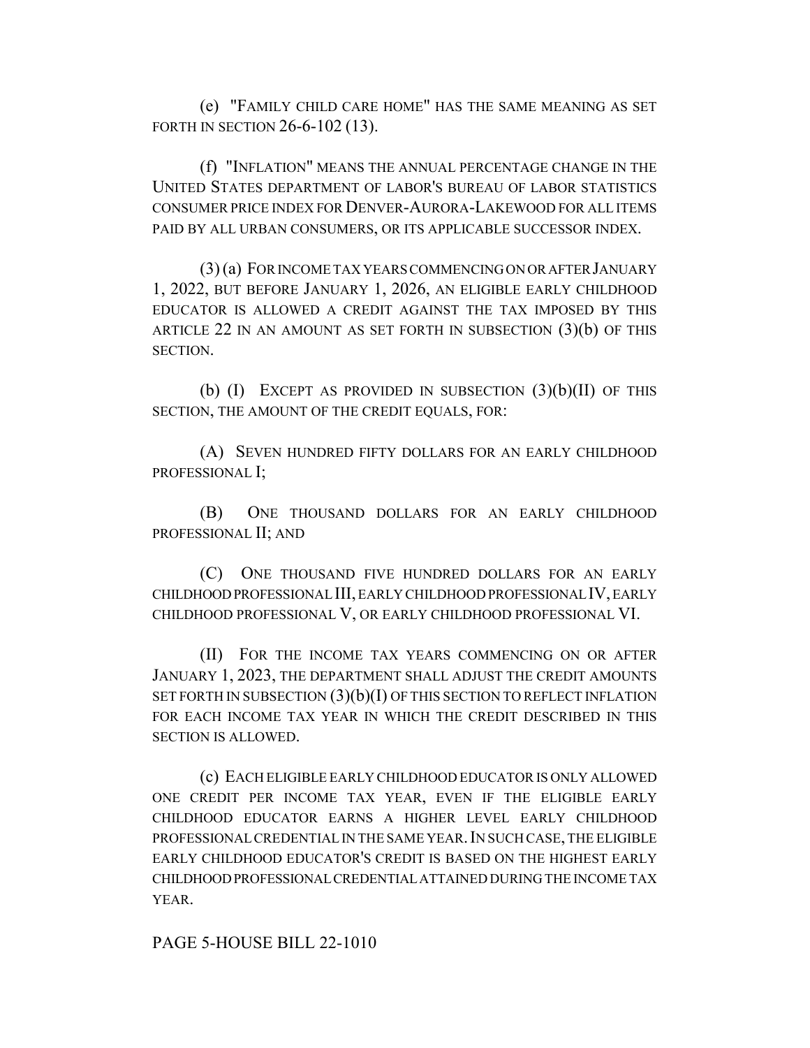(e) "FAMILY CHILD CARE HOME" HAS THE SAME MEANING AS SET FORTH IN SECTION 26-6-102 (13).

(f) "INFLATION" MEANS THE ANNUAL PERCENTAGE CHANGE IN THE UNITED STATES DEPARTMENT OF LABOR'S BUREAU OF LABOR STATISTICS CONSUMER PRICE INDEX FOR DENVER-AURORA-LAKEWOOD FOR ALL ITEMS PAID BY ALL URBAN CONSUMERS, OR ITS APPLICABLE SUCCESSOR INDEX.

(3) (a) FOR INCOME TAX YEARS COMMENCING ON OR AFTER JANUARY 1, 2022, BUT BEFORE JANUARY 1, 2026, AN ELIGIBLE EARLY CHILDHOOD EDUCATOR IS ALLOWED A CREDIT AGAINST THE TAX IMPOSED BY THIS ARTICLE 22 IN AN AMOUNT AS SET FORTH IN SUBSECTION (3)(b) OF THIS SECTION.

(b) (I) EXCEPT AS PROVIDED IN SUBSECTION (3)(b)(II) OF THIS SECTION, THE AMOUNT OF THE CREDIT EQUALS, FOR:

(A) SEVEN HUNDRED FIFTY DOLLARS FOR AN EARLY CHILDHOOD PROFESSIONAL I;

(B) ONE THOUSAND DOLLARS FOR AN EARLY CHILDHOOD PROFESSIONAL II; AND

(C) ONE THOUSAND FIVE HUNDRED DOLLARS FOR AN EARLY CHILDHOOD PROFESSIONAL III, EARLY CHILDHOOD PROFESSIONAL IV, EARLY CHILDHOOD PROFESSIONAL V, OR EARLY CHILDHOOD PROFESSIONAL VI.

(II) FOR THE INCOME TAX YEARS COMMENCING ON OR AFTER JANUARY 1, 2023, THE DEPARTMENT SHALL ADJUST THE CREDIT AMOUNTS SET FORTH IN SUBSECTION (3)(b)(I) OF THIS SECTION TO REFLECT INFLATION FOR EACH INCOME TAX YEAR IN WHICH THE CREDIT DESCRIBED IN THIS SECTION IS ALLOWED.

(c) EACH ELIGIBLE EARLY CHILDHOOD EDUCATOR IS ONLY ALLOWED ONE CREDIT PER INCOME TAX YEAR, EVEN IF THE ELIGIBLE EARLY CHILDHOOD EDUCATOR EARNS A HIGHER LEVEL EARLY CHILDHOOD PROFESSIONAL CREDENTIAL IN THE SAME YEAR. IN SUCH CASE, THE ELIGIBLE EARLY CHILDHOOD EDUCATOR'S CREDIT IS BASED ON THE HIGHEST EARLY CHILDHOOD PROFESSIONAL CREDENTIAL ATTAINED DURING THE INCOME TAX YEAR.

PAGE 5-HOUSE BILL 22-1010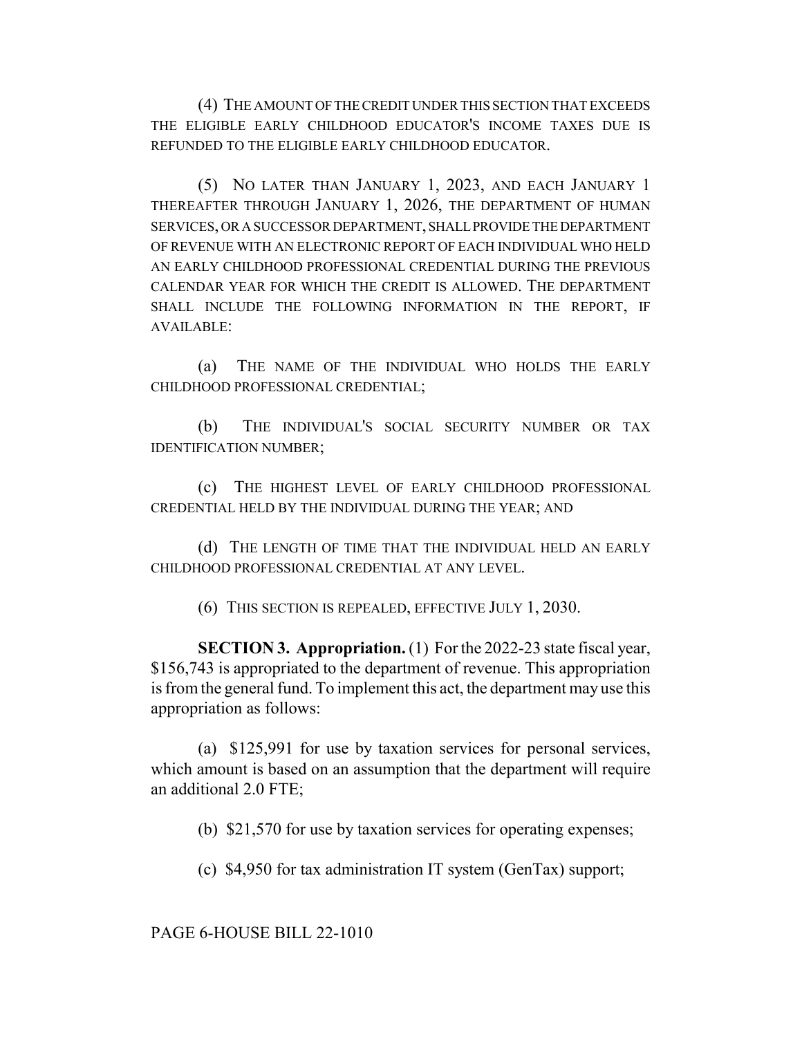(4) THE AMOUNT OF THE CREDIT UNDER THIS SECTION THAT EXCEEDS THE ELIGIBLE EARLY CHILDHOOD EDUCATOR'S INCOME TAXES DUE IS REFUNDED TO THE ELIGIBLE EARLY CHILDHOOD EDUCATOR.

(5) NO LATER THAN JANUARY 1, 2023, AND EACH JANUARY 1 THEREAFTER THROUGH JANUARY 1, 2026, THE DEPARTMENT OF HUMAN SERVICES, OR A SUCCESSOR DEPARTMENT, SHALL PROVIDE THE DEPARTMENT OF REVENUE WITH AN ELECTRONIC REPORT OF EACH INDIVIDUAL WHO HELD AN EARLY CHILDHOOD PROFESSIONAL CREDENTIAL DURING THE PREVIOUS CALENDAR YEAR FOR WHICH THE CREDIT IS ALLOWED. THE DEPARTMENT SHALL INCLUDE THE FOLLOWING INFORMATION IN THE REPORT, IF AVAILABLE:

(a) THE NAME OF THE INDIVIDUAL WHO HOLDS THE EARLY CHILDHOOD PROFESSIONAL CREDENTIAL;

(b) THE INDIVIDUAL'S SOCIAL SECURITY NUMBER OR TAX IDENTIFICATION NUMBER;

(c) THE HIGHEST LEVEL OF EARLY CHILDHOOD PROFESSIONAL CREDENTIAL HELD BY THE INDIVIDUAL DURING THE YEAR; AND

(d) THE LENGTH OF TIME THAT THE INDIVIDUAL HELD AN EARLY CHILDHOOD PROFESSIONAL CREDENTIAL AT ANY LEVEL.

(6) THIS SECTION IS REPEALED, EFFECTIVE JULY 1, 2030.

**SECTION 3. Appropriation.** (1) For the 2022-23 state fiscal year, $156,743 is appropriated to the department of revenue. This appropriation is from the general fund. To implement this act, the department may use this appropriation as follows:

(a) $125,991 for use by taxation services for personal services, which amount is based on an assumption that the department will require an additional 2.0 FTE;

(b) $21,570 for use by taxation services for operating expenses;

(c) $4,950 for tax administration IT system (GenTax) support;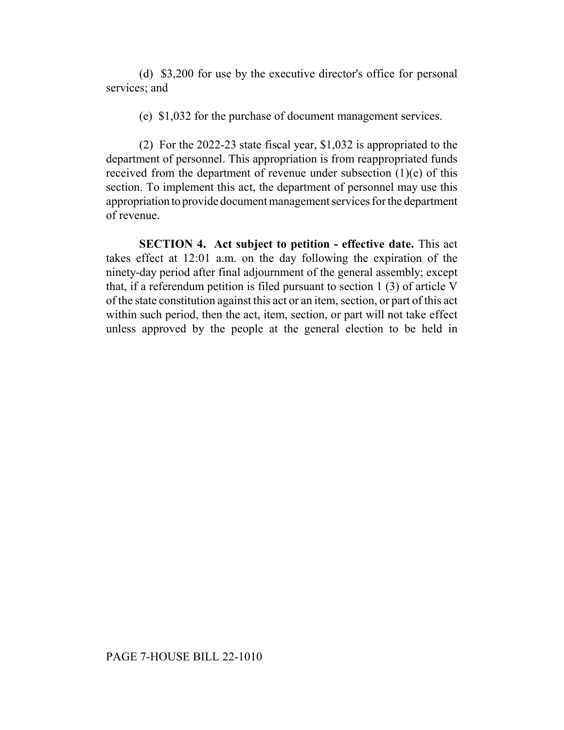(d) $3,200 for use by the executive director's office for personal services; and

(e) $1,032 for the purchase of document management services.

(2) For the 2022-23 state fiscal year, $1,032 is appropriated to the department of personnel. This appropriation is from reappropriated funds received from the department of revenue under subsection (1)(e) of this section. To implement this act, the department of personnel may use this appropriation to provide document management services for the department of revenue.

**SECTION 4. Act subject to petition - effective date.** This act takes effect at 12:01 a.m. on the day following the expiration of the ninety-day period after final adjournment of the general assembly; except that, if a referendum petition is filed pursuant to section 1 (3) of article V of the state constitution against this act or an item, section, or part of this act within such period, then the act, item, section, or part will not take effect unless approved by the people at the general election to be held in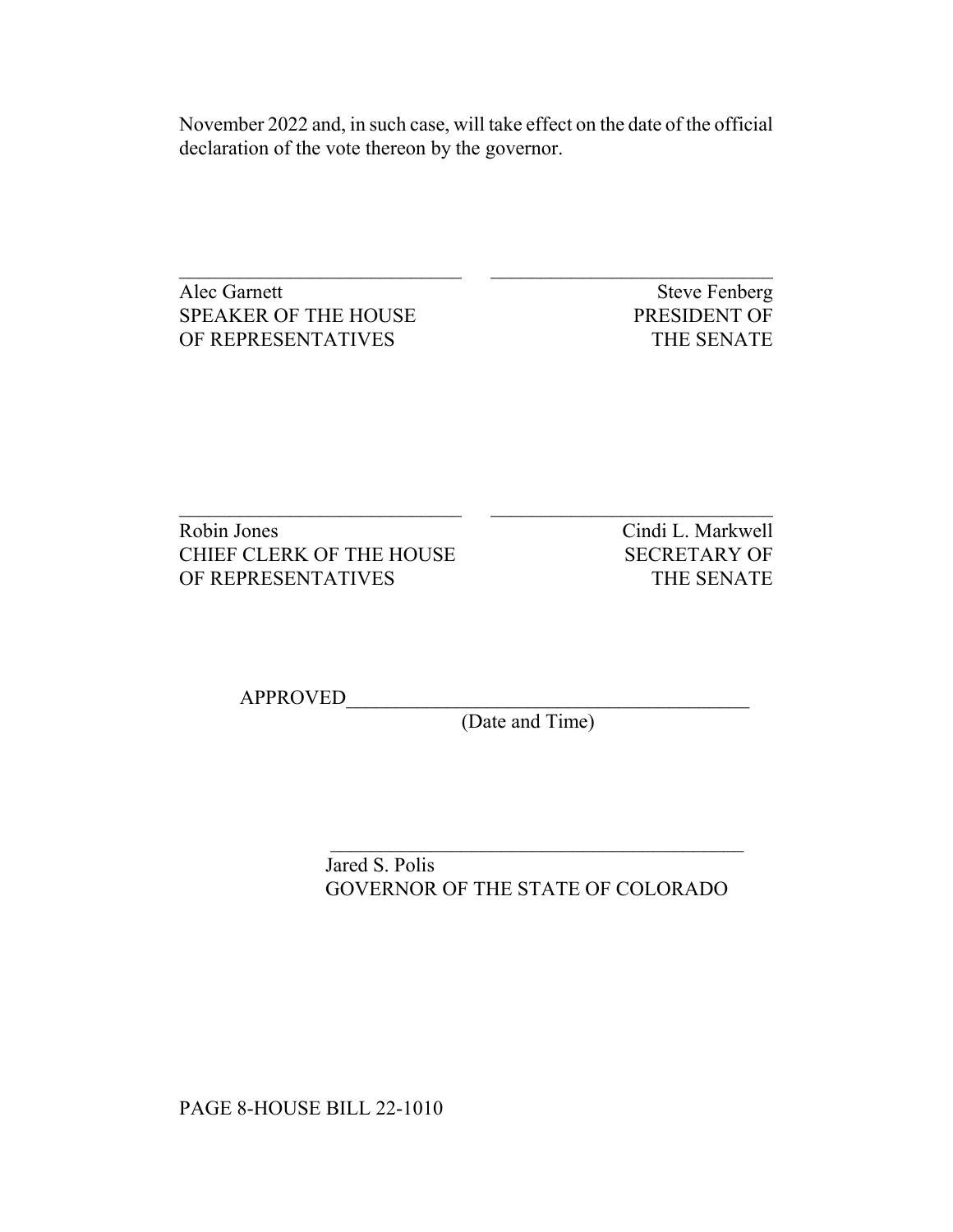November 2022 and, in such case, will take effect on the date of the official declaration of the vote thereon by the governor.

\_\_\_\_\_\_\_\_\_\_\_\_\_\_\_\_\_\_\_\_\_\_\_\_\_\_\_\_
Alec Garnett
SPEAKER OF THE HOUSE
OF REPRESENTATIVES

\_\_\_\_\_\_\_\_\_\_\_\_\_\_\_\_\_\_\_\_\_\_\_\_\_\_\_\_
Steve Fenberg
PRESIDENT OF
THE SENATE

\_\_\_\_\_\_\_\_\_\_\_\_\_\_\_\_\_\_\_\_\_\_\_\_\_\_\_\_
Robin Jones
CHIEF CLERK OF THE HOUSE
OF REPRESENTATIVES

\_\_\_\_\_\_\_\_\_\_\_\_\_\_\_\_\_\_\_\_\_\_\_\_\_\_\_\_
Cindi L. Markwell
SECRETARY OF
THE SENATE

APPROVED\_\_\_\_\_\_\_\_\_\_\_\_\_\_\_\_\_\_\_\_\_\_\_\_\_\_\_\_\_\_\_\_\_\_\_\_\_\_\_\_
(Date and Time)

\_\_\_\_\_\_\_\_\_\_\_\_\_\_\_\_\_\_\_\_\_\_\_\_\_\_\_\_\_\_\_\_\_\_\_\_\_\_\_\_\_\_
Jared S. Polis
GOVERNOR OF THE STATE OF COLORADO

PAGE 8-HOUSE BILL 22-1010